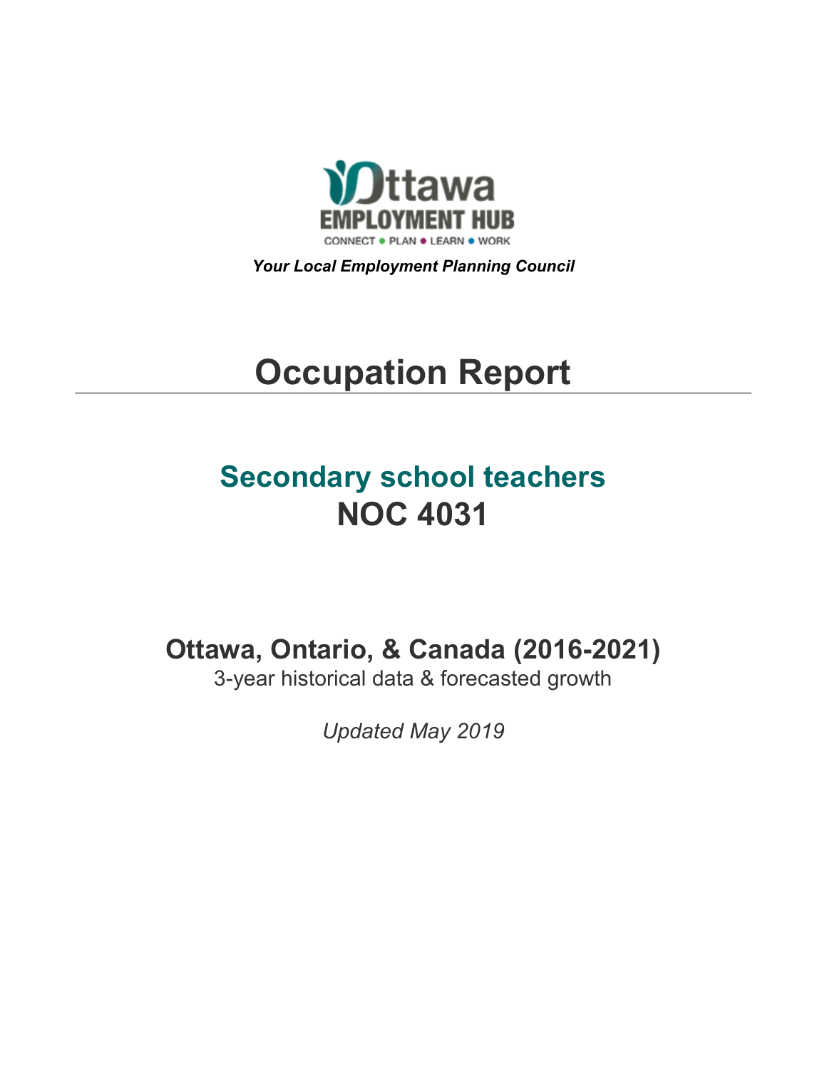Ottawa EMPLOYMENT HUB

CONNECT • PLAN • LEARN • WORK

***Your Local Employment Planning Council***

# Occupation Report

## Secondary school teachers
## NOC 4031

### Ottawa, Ontario, & Canada (2016-2021)

3-year historical data & forecasted growth

*Updated May 2019*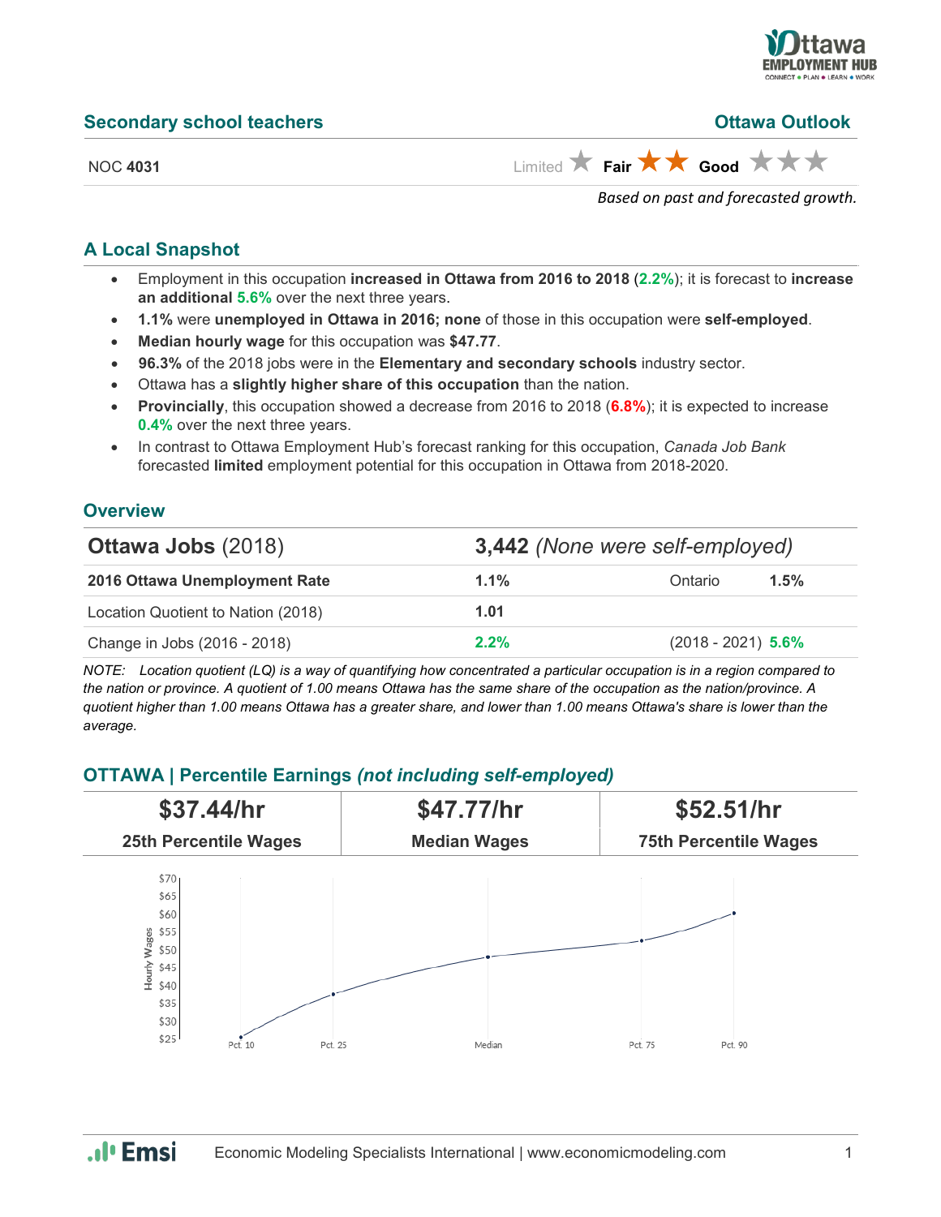## Secondary school teachers

**Ottawa Outlook**

NOC **4031**

Limited ★ **Fair** ★★ **Good** ★★★

*Based on past and forecasted growth.*

## A Local Snapshot

- Employment in this occupation **increased in Ottawa from 2016 to 2018** (**2.2%**); it is forecast to **increase an additional 5.6%** over the next three years.
- **1.1%** were **unemployed in Ottawa in 2016; none** of those in this occupation were **self-employed**.
- **Median hourly wage** for this occupation was **$47.77**.
- **96.3%** of the 2018 jobs were in the **Elementary and secondary schools** industry sector.
- Ottawa has a **slightly higher share of this occupation** than the nation.
- **Provincially**, this occupation showed a decrease from 2016 to 2018 (**6.8%**); it is expected to increase **0.4%** over the next three years.
- In contrast to Ottawa Employment Hub's forecast ranking for this occupation, *Canada Job Bank* forecasted **limited** employment potential for this occupation in Ottawa from 2018-2020.

## Overview

| **Ottawa Jobs** (2018) | **3,442** *(None were self-employed)* | | |
|---|---|---|---|
| **2016 Ottawa Unemployment Rate** | **1.1%** | Ontario | **1.5%** |
| Location Quotient to Nation (2018) | **1.01** | | |
| Change in Jobs (2016 - 2018) | **2.2%** | (2018 - 2021) | **5.6%** |

*NOTE: Location quotient (LQ) is a way of quantifying how concentrated a particular occupation is in a region compared to the nation or province. A quotient of 1.00 means Ottawa has the same share of the occupation as the nation/province. A quotient higher than 1.00 means Ottawa has a greater share, and lower than 1.00 means Ottawa's share is lower than the average.*

## OTTAWA | Percentile Earnings *(not including self-employed)*

| $37.44/hr | $47.77/hr | $52.51/hr |
|---|---|---|
| **25th Percentile Wages** | **Median Wages** | **75th Percentile Wages** |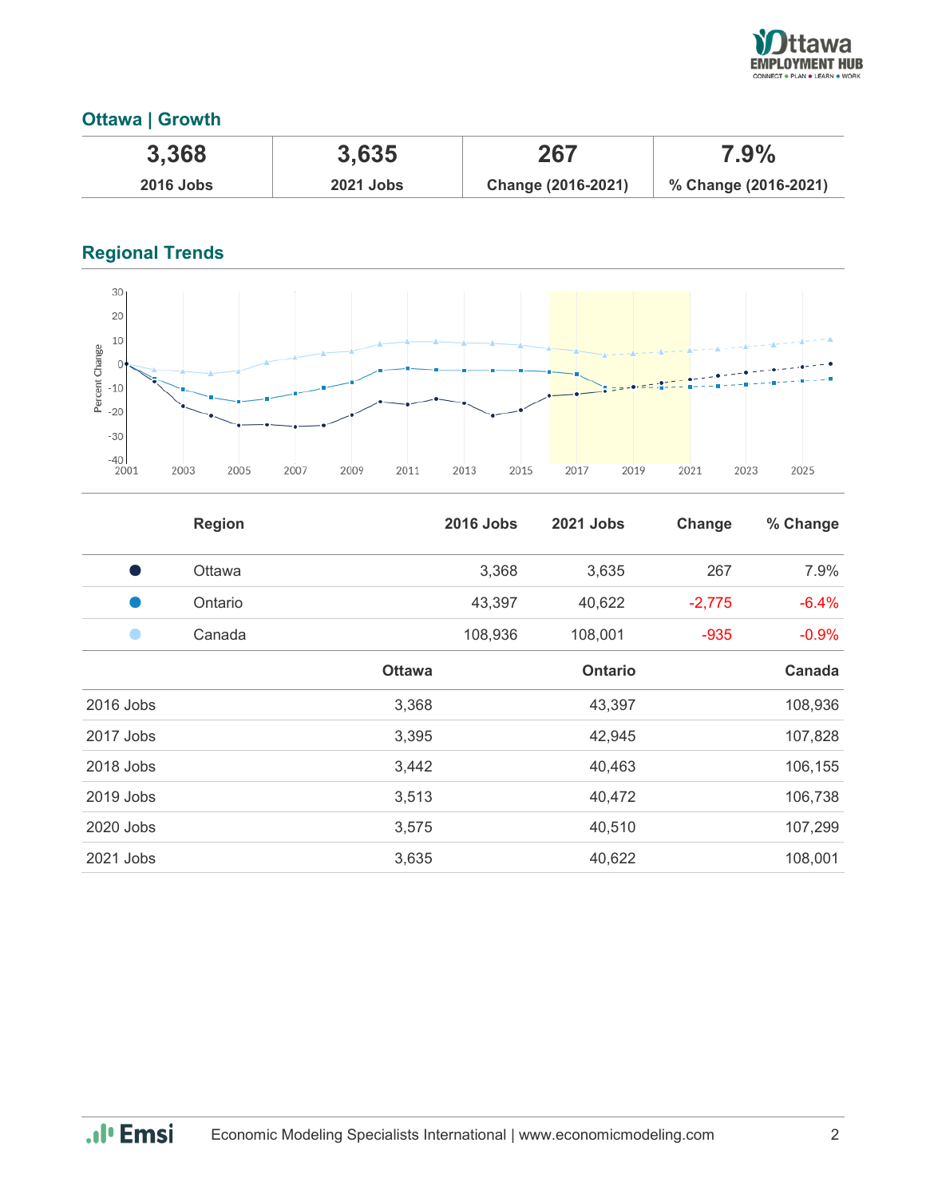## Ottawa | Growth

| 3,368 | 3,635 | 267 | 7.9% |
|---|---|---|---|
| **2016 Jobs** | **2021 Jobs** | **Change (2016-2021)** | **% Change (2016-2021)** |

## Regional Trends

| | Region | 2016 Jobs | 2021 Jobs | Change | % Change |
|---|---|---|---|---|---|
| ● | Ottawa | 3,368 | 3,635 | 267 | 7.9% |
| ● | Ontario | 43,397 | 40,622 | -2,775 | -6.4% |
| ● | Canada | 108,936 | 108,001 | -935 | -0.9% |

| | Ottawa | Ontario | Canada |
|---|---|---|---|
| 2016 Jobs | 3,368 | 43,397 | 108,936 |
| 2017 Jobs | 3,395 | 42,945 | 107,828 |
| 2018 Jobs | 3,442 | 40,463 | 106,155 |
| 2019 Jobs | 3,513 | 40,472 | 106,738 |
| 2020 Jobs | 3,575 | 40,510 | 107,299 |
| 2021 Jobs | 3,635 | 40,622 | 108,001 |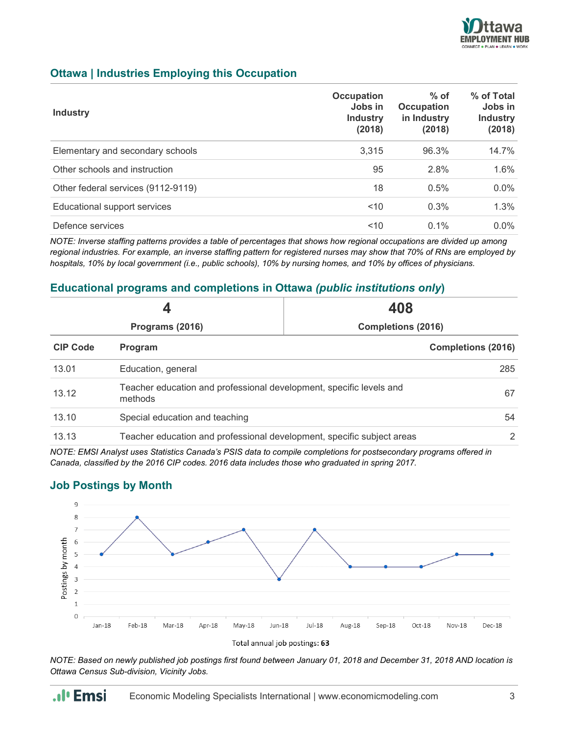## Ottawa | Industries Employing this Occupation

| Industry | Occupation Jobs in Industry (2018) | % of Occupation in Industry (2018) | % of Total Jobs in Industry (2018) |
|---|---|---|---|
| Elementary and secondary schools | 3,315 | 96.3% | 14.7% |
| Other schools and instruction | 95 | 2.8% | 1.6% |
| Other federal services (9112-9119) | 18 | 0.5% | 0.0% |
| Educational support services | <10 | 0.3% | 1.3% |
| Defence services | <10 | 0.1% | 0.0% |

*NOTE: Inverse staffing patterns provides a table of percentages that shows how regional occupations are divided up among regional industries. For example, an inverse staffing pattern for registered nurses may show that 70% of RNs are employed by hospitals, 10% by local government (i.e., public schools), 10% by nursing homes, and 10% by offices of physicians.*

## Educational programs and completions in Ottawa *(public institutions only)*

| 4 | 408 |
|---|---|
| Programs (2016) | Completions (2016) |

| CIP Code | Program | Completions (2016) |
|---|---|---|
| 13.01 | Education, general | 285 |
| 13.12 | Teacher education and professional development, specific levels and methods | 67 |
| 13.10 | Special education and teaching | 54 |
| 13.13 | Teacher education and professional development, specific subject areas | 2 |

*NOTE: EMSI Analyst uses Statistics Canada's PSIS data to compile completions for postsecondary programs offered in Canada, classified by the 2016 CIP codes. 2016 data includes those who graduated in spring 2017.*

## Job Postings by Month

| Month | Postings by month |
|---|---|
| Jan-18 | 5 |
| Feb-18 | 8 |
| Mar-18 | 5 |
| Apr-18 | 6 |
| May-18 | 7 |
| Jun-18 | 3 |
| Jul-18 | 7 |
| Aug-18 | 4 |
| Sep-18 | 4 |
| Oct-18 | 4 |
| Nov-18 | 5 |
| Dec-18 | 5 |

Total annual job postings: **63**

*NOTE: Based on newly published job postings first found between January 01, 2018 and December 31, 2018 AND location is Ottawa Census Sub-division, Vicinity Jobs.*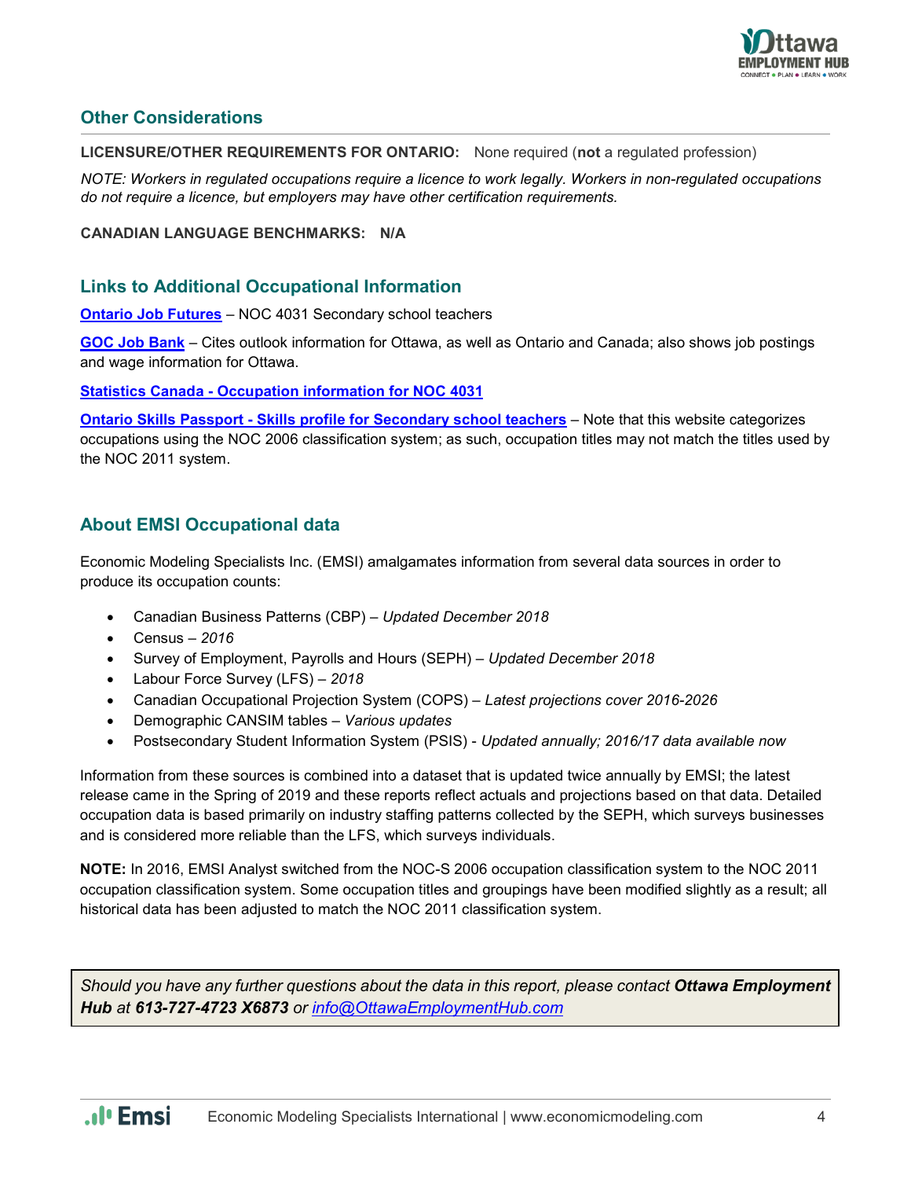## Other Considerations

**LICENSURE/OTHER REQUIREMENTS FOR ONTARIO:** None required (**not** a regulated profession)

*NOTE: Workers in regulated occupations require a licence to work legally. Workers in non-regulated occupations do not require a licence, but employers may have other certification requirements.*

**CANADIAN LANGUAGE BENCHMARKS: N/A**

## Links to Additional Occupational Information

**Ontario Job Futures** – NOC 4031 Secondary school teachers

**GOC Job Bank** – Cites outlook information for Ottawa, as well as Ontario and Canada; also shows job postings and wage information for Ottawa.

**Statistics Canada - Occupation information for NOC 4031**

**Ontario Skills Passport - Skills profile for Secondary school teachers** – Note that this website categorizes occupations using the NOC 2006 classification system; as such, occupation titles may not match the titles used by the NOC 2011 system.

## About EMSI Occupational data

Economic Modeling Specialists Inc. (EMSI) amalgamates information from several data sources in order to produce its occupation counts:

- Canadian Business Patterns (CBP) – *Updated December 2018*
- Census – *2016*
- Survey of Employment, Payrolls and Hours (SEPH) – *Updated December 2018*
- Labour Force Survey (LFS) – *2018*
- Canadian Occupational Projection System (COPS) – *Latest projections cover 2016-2026*
- Demographic CANSIM tables – *Various updates*
- Postsecondary Student Information System (PSIS) - *Updated annually; 2016/17 data available now*

Information from these sources is combined into a dataset that is updated twice annually by EMSI; the latest release came in the Spring of 2019 and these reports reflect actuals and projections based on that data. Detailed occupation data is based primarily on industry staffing patterns collected by the SEPH, which surveys businesses and is considered more reliable than the LFS, which surveys individuals.

**NOTE:** In 2016, EMSI Analyst switched from the NOC-S 2006 occupation classification system to the NOC 2011 occupation classification system. Some occupation titles and groupings have been modified slightly as a result; all historical data has been adjusted to match the NOC 2011 classification system.

*Should you have any further questions about the data in this report, please contact **Ottawa Employment Hub** at **613-727-4723 X6873** or info@OttawaEmploymentHub.com*